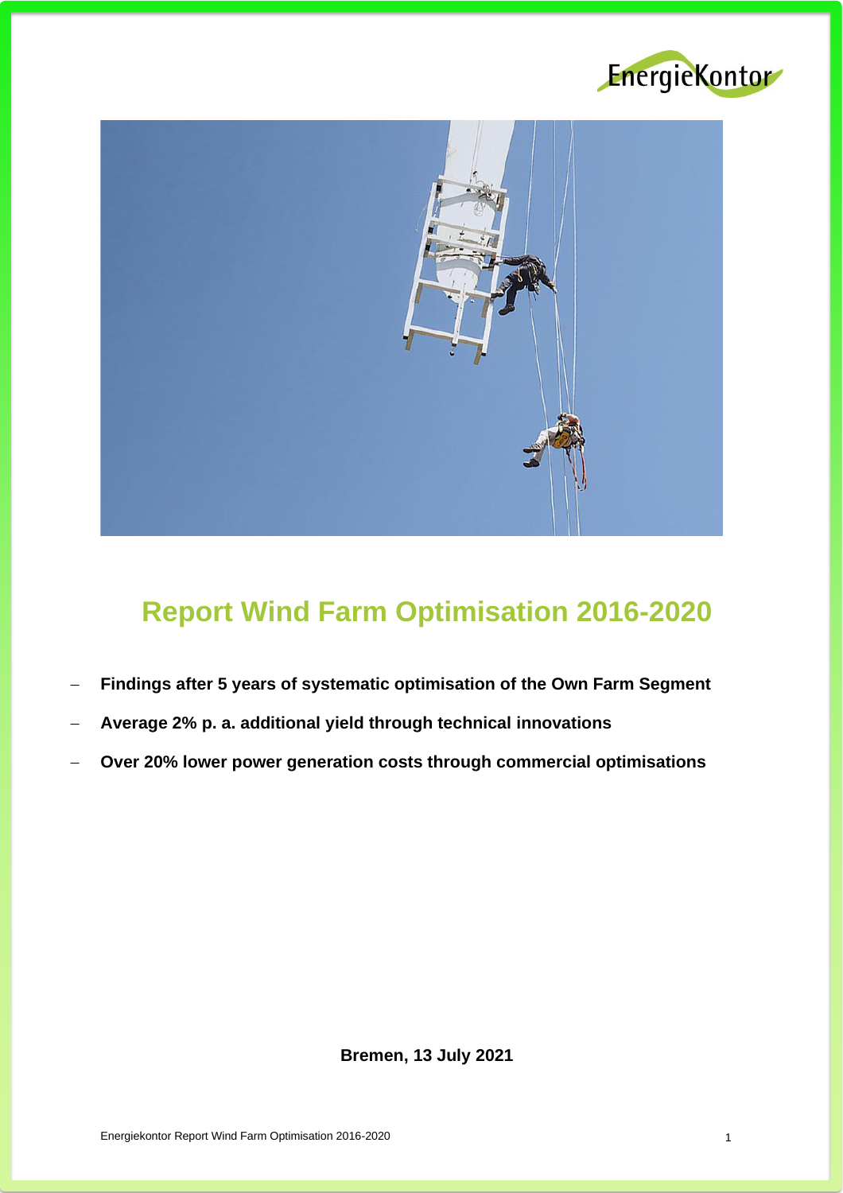# Report Wind Farm Optimisation 2016-2020

- **Findings after 5 years of systematic optimisation of the Own Farm Segment**
- **Average 2% p. a. additional yield through technical innovations**
- **Over 20% lower power generation costs through commercial optimisations**

**Bremen, 13 July 2021**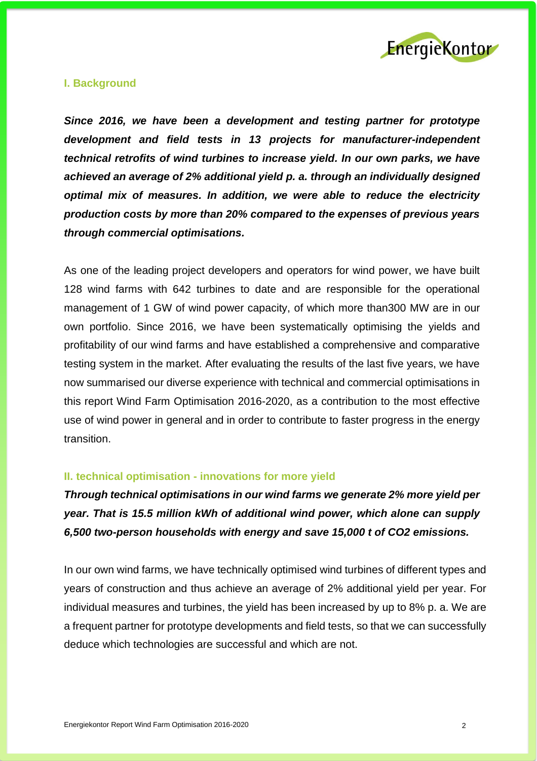## I. Background

***Since 2016, we have been a development and testing partner for prototype development and field tests in 13 projects for manufacturer-independent technical retrofits of wind turbines to increase yield. In our own parks, we have achieved an average of 2% additional yield p. a. through an individually designed optimal mix of measures. In addition, we were able to reduce the electricity production costs by more than 20% compared to the expenses of previous years through commercial optimisations.***

As one of the leading project developers and operators for wind power, we have built 128 wind farms with 642 turbines to date and are responsible for the operational management of 1 GW of wind power capacity, of which more than300 MW are in our own portfolio. Since 2016, we have been systematically optimising the yields and profitability of our wind farms and have established a comprehensive and comparative testing system in the market. After evaluating the results of the last five years, we have now summarised our diverse experience with technical and commercial optimisations in this report Wind Farm Optimisation 2016-2020, as a contribution to the most effective use of wind power in general and in order to contribute to faster progress in the energy transition.

## II. technical optimisation - innovations for more yield

***Through technical optimisations in our wind farms we generate 2% more yield per year. That is 15.5 million kWh of additional wind power, which alone can supply 6,500 two-person households with energy and save 15,000 t of $CO_2$ emissions.***

In our own wind farms, we have technically optimised wind turbines of different types and years of construction and thus achieve an average of 2% additional yield per year. For individual measures and turbines, the yield has been increased by up to 8% p. a. We are a frequent partner for prototype developments and field tests, so that we can successfully deduce which technologies are successful and which are not.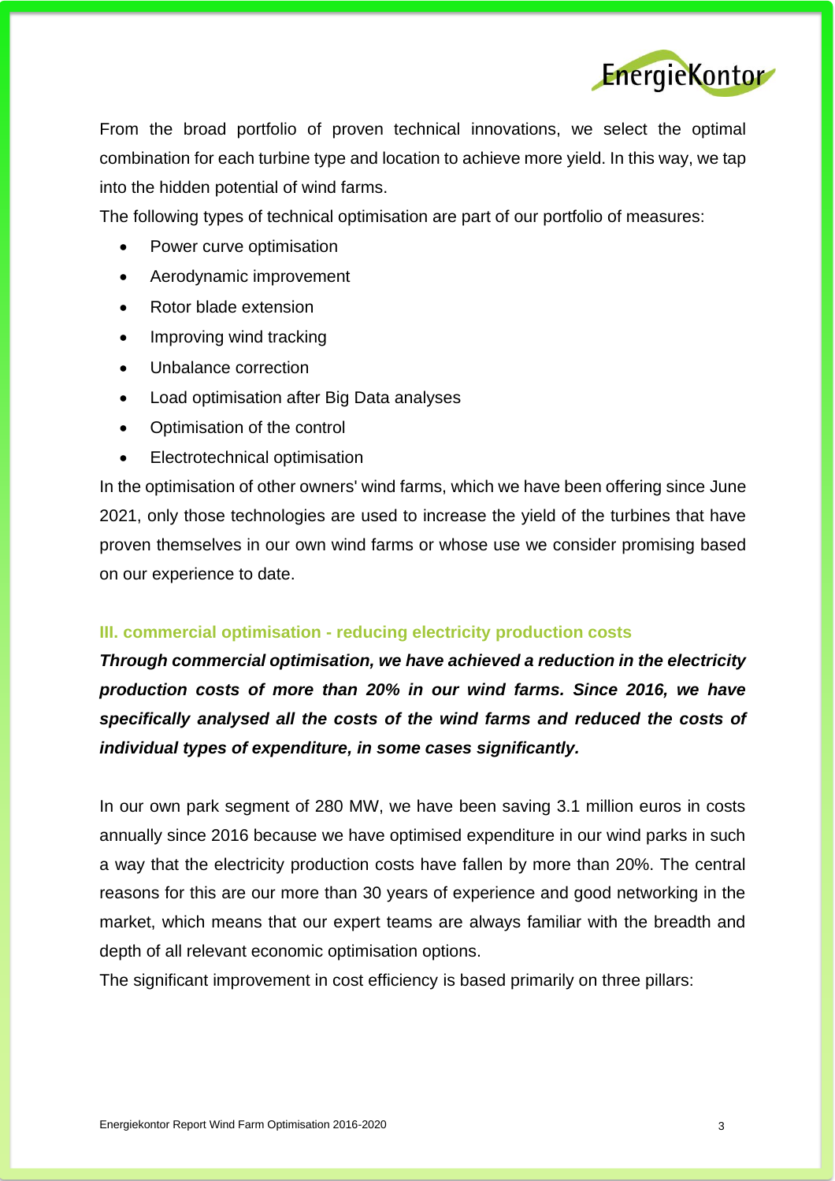From the broad portfolio of proven technical innovations, we select the optimal combination for each turbine type and location to achieve more yield. In this way, we tap into the hidden potential of wind farms.

The following types of technical optimisation are part of our portfolio of measures:

- Power curve optimisation
- Aerodynamic improvement
- Rotor blade extension
- Improving wind tracking
- Unbalance correction
- Load optimisation after Big Data analyses
- Optimisation of the control
- Electrotechnical optimisation

In the optimisation of other owners' wind farms, which we have been offering since June 2021, only those technologies are used to increase the yield of the turbines that have proven themselves in our own wind farms or whose use we consider promising based on our experience to date.

### III. commercial optimisation - reducing electricity production costs

***Through commercial optimisation, we have achieved a reduction in the electricity production costs of more than 20% in our wind farms. Since 2016, we have specifically analysed all the costs of the wind farms and reduced the costs of individual types of expenditure, in some cases significantly.***

In our own park segment of 280 MW, we have been saving 3.1 million euros in costs annually since 2016 because we have optimised expenditure in our wind parks in such a way that the electricity production costs have fallen by more than 20%. The central reasons for this are our more than 30 years of experience and good networking in the market, which means that our expert teams are always familiar with the breadth and depth of all relevant economic optimisation options.

The significant improvement in cost efficiency is based primarily on three pillars: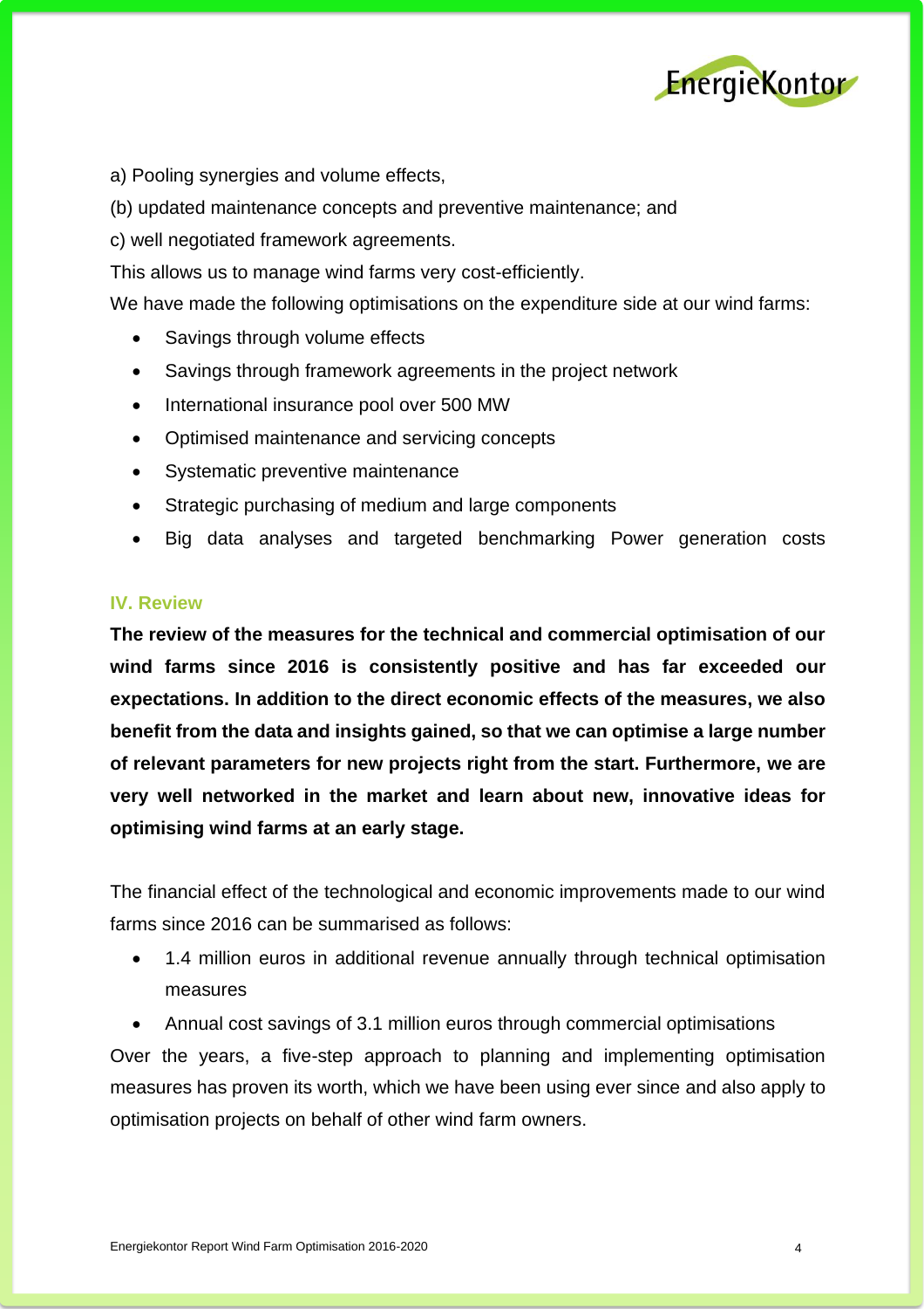a) Pooling synergies and volume effects,

(b) updated maintenance concepts and preventive maintenance; and

c) well negotiated framework agreements.

This allows us to manage wind farms very cost-efficiently.

We have made the following optimisations on the expenditure side at our wind farms:

- Savings through volume effects
- Savings through framework agreements in the project network
- International insurance pool over 500 MW
- Optimised maintenance and servicing concepts
- Systematic preventive maintenance
- Strategic purchasing of medium and large components
- Big data analyses and targeted benchmarking Power generation costs

## IV. Review

**The review of the measures for the technical and commercial optimisation of our wind farms since 2016 is consistently positive and has far exceeded our expectations. In addition to the direct economic effects of the measures, we also benefit from the data and insights gained, so that we can optimise a large number of relevant parameters for new projects right from the start. Furthermore, we are very well networked in the market and learn about new, innovative ideas for optimising wind farms at an early stage.**

The financial effect of the technological and economic improvements made to our wind farms since 2016 can be summarised as follows:

- 1.4 million euros in additional revenue annually through technical optimisation measures
- Annual cost savings of 3.1 million euros through commercial optimisations

Over the years, a five-step approach to planning and implementing optimisation measures has proven its worth, which we have been using ever since and also apply to optimisation projects on behalf of other wind farm owners.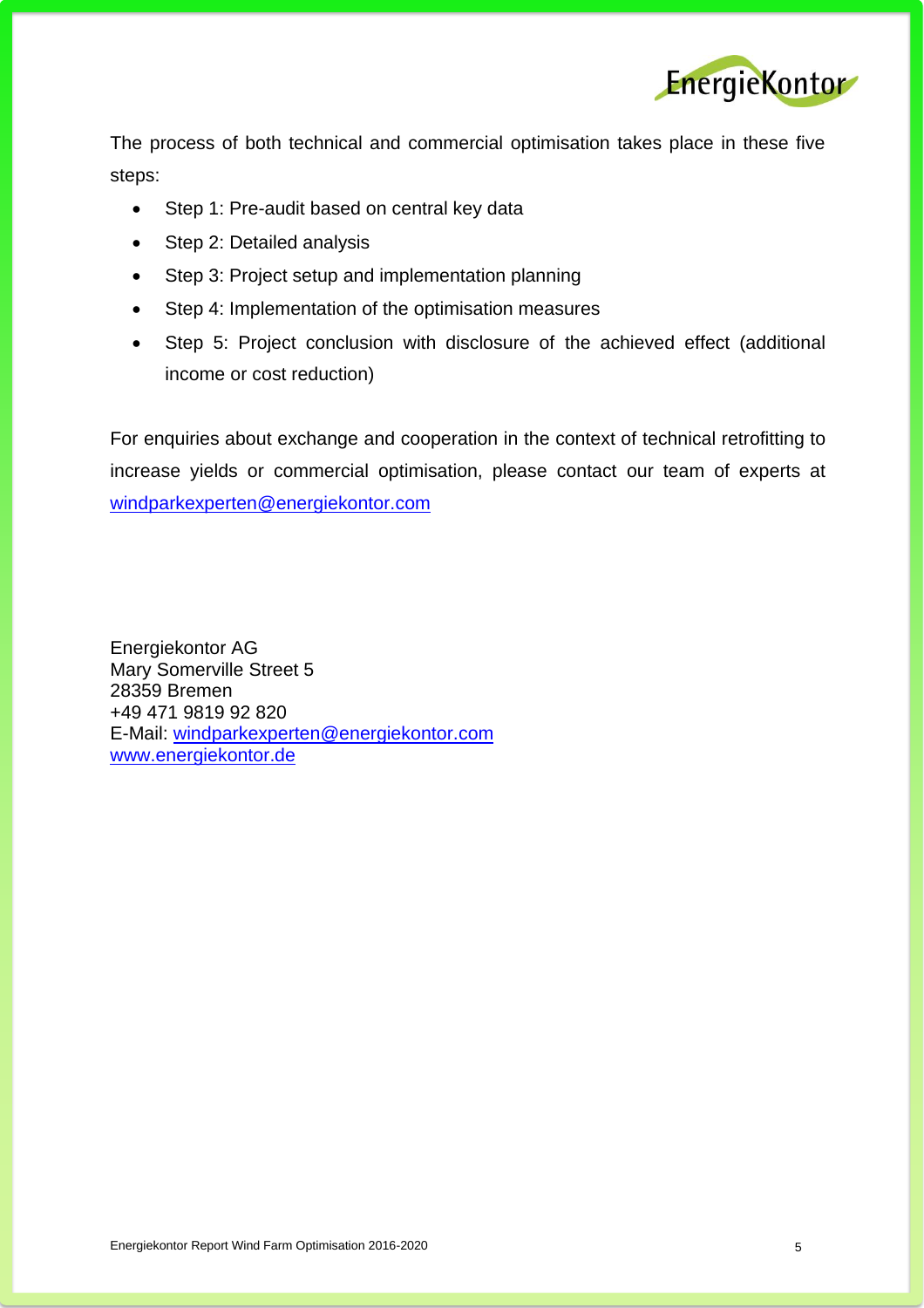The process of both technical and commercial optimisation takes place in these five steps:

- Step 1: Pre-audit based on central key data
- Step 2: Detailed analysis
- Step 3: Project setup and implementation planning
- Step 4: Implementation of the optimisation measures
- Step 5: Project conclusion with disclosure of the achieved effect (additional income or cost reduction)

For enquiries about exchange and cooperation in the context of technical retrofitting to increase yields or commercial optimisation, please contact our team of experts at windparkexperten@energiekontor.com

Energiekontor AG
Mary Somerville Street 5
28359 Bremen
+49 471 9819 92 820
E-Mail: windparkexperten@energiekontor.com
www.energiekontor.de